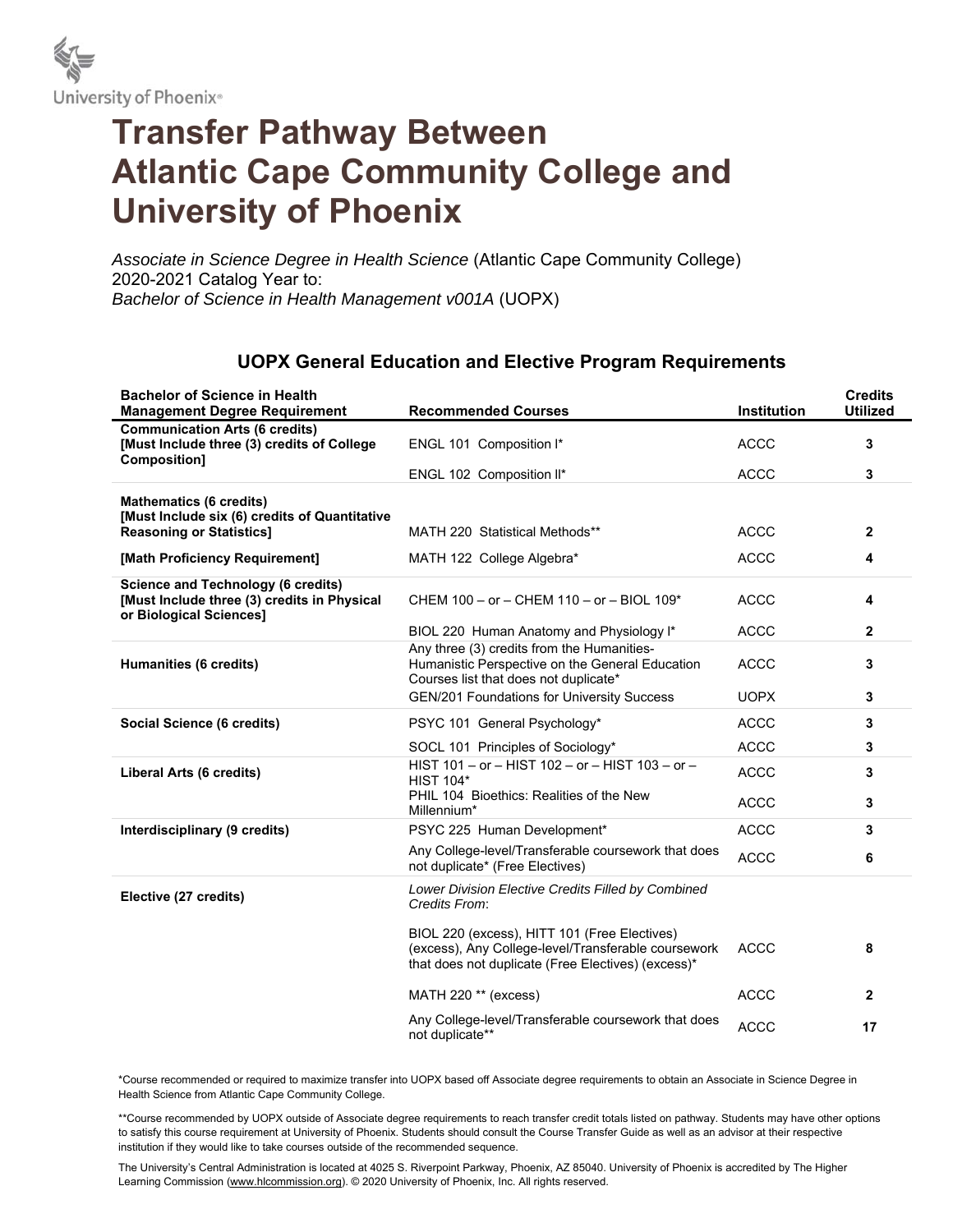University of Phoenix®

# Transfer Pathway Between Atlantic Cape Community College and University of Phoenix

*Associate in Science Degree in Health Science* (Atlantic Cape Community College)
2020-2021 Catalog Year to:
*Bachelor of Science in Health Management v001A* (UOPX)

## UOPX General Education and Elective Program Requirements

| Bachelor of Science in Health Management Degree Requirement | Recommended Courses | Institution | Credits Utilized |
|---|---|---|---|
| **Communication Arts (6 credits) [Must Include three (3) credits of College Composition]** | ENGL 101 Composition I* | ACCC | **3** |
| | ENGL 102 Composition II* | ACCC | **3** |
| **Mathematics (6 credits) [Must Include six (6) credits of Quantitative Reasoning or Statistics]** | MATH 220 Statistical Methods** | ACCC | **2** |
| **[Math Proficiency Requirement]** | MATH 122 College Algebra* | ACCC | **4** |
| **Science and Technology (6 credits) [Must Include three (3) credits in Physical or Biological Sciences]** | CHEM 100 – or – CHEM 110 – or – BIOL 109* | ACCC | **4** |
| | BIOL 220 Human Anatomy and Physiology I* | ACCC | **2** |
| **Humanities (6 credits)** | Any three (3) credits from the Humanities-Humanistic Perspective on the General Education Courses list that does not duplicate* | ACCC | **3** |
| | GEN/201 Foundations for University Success | UOPX | **3** |
| **Social Science (6 credits)** | PSYC 101 General Psychology* | ACCC | **3** |
| | SOCL 101 Principles of Sociology* | ACCC | **3** |
| **Liberal Arts (6 credits)** | HIST 101 – or – HIST 102 – or – HIST 103 – or – HIST 104* | ACCC | **3** |
| | PHIL 104 Bioethics: Realities of the New Millennium* | ACCC | **3** |
| **Interdisciplinary (9 credits)** | PSYC 225 Human Development* | ACCC | **3** |
| | Any College-level/Transferable coursework that does not duplicate* (Free Electives) | ACCC | **6** |
| **Elective (27 credits)** | *Lower Division Elective Credits Filled by Combined Credits From*: | | |
| | BIOL 220 (excess), HITT 101 (Free Electives) (excess), Any College-level/Transferable coursework that does not duplicate (Free Electives) (excess)* | ACCC | **8** |
| | MATH 220 ** (excess) | ACCC | **2** |
| | Any College-level/Transferable coursework that does not duplicate** | ACCC | **17** |

*Course recommended or required to maximize transfer into UOPX based off Associate degree requirements to obtain an Associate in Science Degree in Health Science from Atlantic Cape Community College.

**Course recommended by UOPX outside of Associate degree requirements to reach transfer credit totals listed on pathway. Students may have other options to satisfy this course requirement at University of Phoenix. Students should consult the Course Transfer Guide as well as an advisor at their respective institution if they would like to take courses outside of the recommended sequence.

The University's Central Administration is located at 4025 S. Riverpoint Parkway, Phoenix, AZ 85040. University of Phoenix is accredited by The Higher Learning Commission (www.hlcommission.org). © 2020 University of Phoenix, Inc. All rights reserved.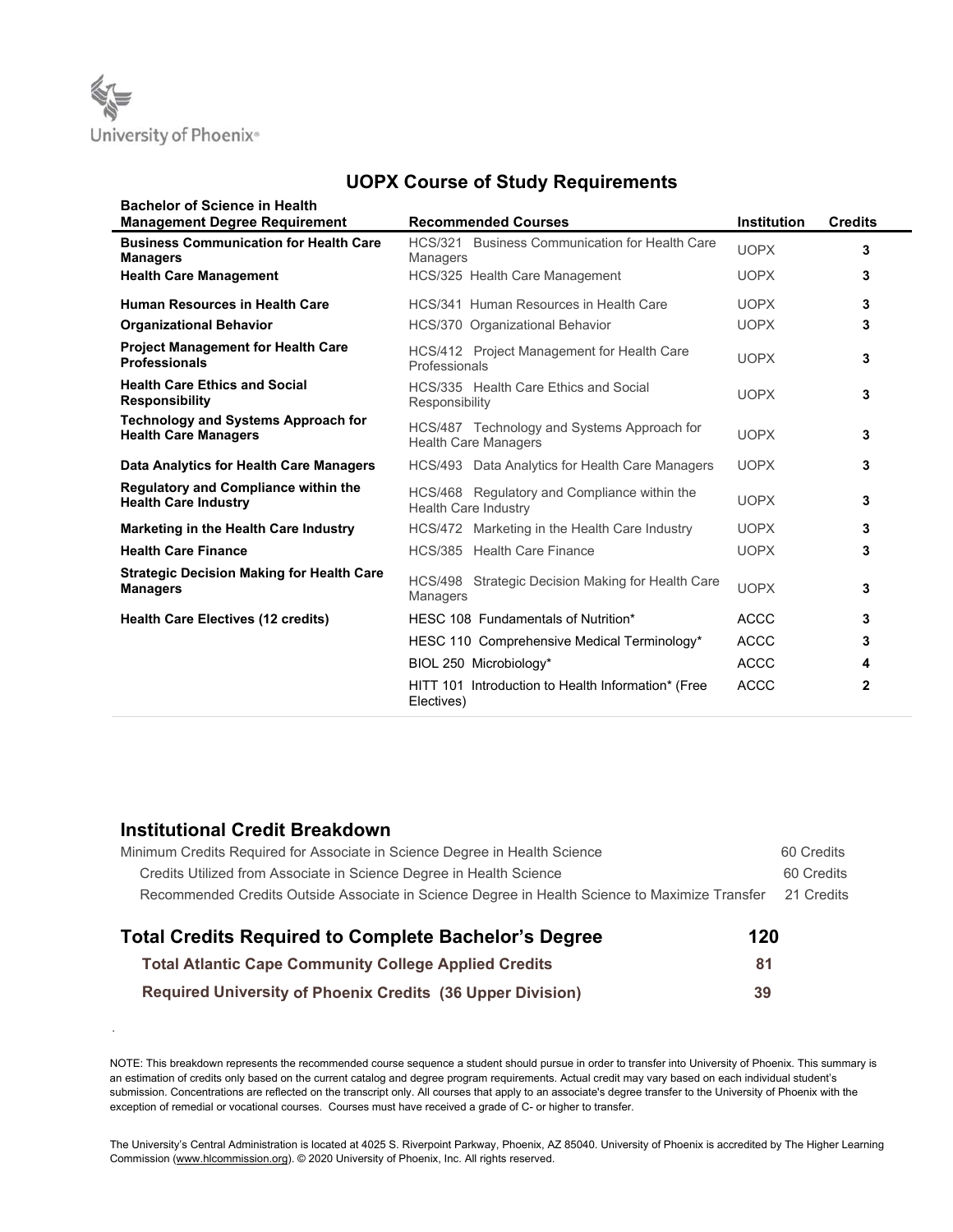University of Phoenix®

## UOPX Course of Study Requirements

| Bachelor of Science in Health Management Degree Requirement | Recommended Courses | Institution | Credits |
|---|---|---|---|
| **Business Communication for Health Care Managers** | HCS/321 Business Communication for Health Care Managers | UOPX | 3 |
| **Health Care Management** | HCS/325 Health Care Management | UOPX | 3 |
| **Human Resources in Health Care** | HCS/341 Human Resources in Health Care | UOPX | 3 |
| **Organizational Behavior** | HCS/370 Organizational Behavior | UOPX | 3 |
| **Project Management for Health Care Professionals** | HCS/412 Project Management for Health Care Professionals | UOPX | 3 |
| **Health Care Ethics and Social Responsibility** | HCS/335 Health Care Ethics and Social Responsibility | UOPX | 3 |
| **Technology and Systems Approach for Health Care Managers** | HCS/487 Technology and Systems Approach for Health Care Managers | UOPX | 3 |
| **Data Analytics for Health Care Managers** | HCS/493 Data Analytics for Health Care Managers | UOPX | 3 |
| **Regulatory and Compliance within the Health Care Industry** | HCS/468 Regulatory and Compliance within the Health Care Industry | UOPX | 3 |
| **Marketing in the Health Care Industry** | HCS/472 Marketing in the Health Care Industry | UOPX | 3 |
| **Health Care Finance** | HCS/385 Health Care Finance | UOPX | 3 |
| **Strategic Decision Making for Health Care Managers** | HCS/498 Strategic Decision Making for Health Care Managers | UOPX | 3 |
| **Health Care Electives (12 credits)** | HESC 108 Fundamentals of Nutrition* | ACCC | 3 |
| | HESC 110 Comprehensive Medical Terminology* | ACCC | 3 |
| | BIOL 250 Microbiology* | ACCC | 4 |
| | HITT 101 Introduction to Health Information* (Free Electives) | ACCC | 2 |

### Institutional Credit Breakdown

| | |
|---|---|
| Minimum Credits Required for Associate in Science Degree in Health Science | 60 Credits |
| Credits Utilized from Associate in Science Degree in Health Science | 60 Credits |
| Recommended Credits Outside Associate in Science Degree in Health Science to Maximize Transfer | 21 Credits |

| | |
|---|---|
| **Total Credits Required to Complete Bachelor's Degree** | **120** |
| **Total Atlantic Cape Community College Applied Credits** | **81** |
| **Required University of Phoenix Credits (36 Upper Division)** | **39** |

NOTE: This breakdown represents the recommended course sequence a student should pursue in order to transfer into University of Phoenix. This summary is an estimation of credits only based on the current catalog and degree program requirements. Actual credit may vary based on each individual student's submission. Concentrations are reflected on the transcript only. All courses that apply to an associate's degree transfer to the University of Phoenix with the exception of remedial or vocational courses. Courses must have received a grade of C- or higher to transfer.

The University's Central Administration is located at 4025 S. Riverpoint Parkway, Phoenix, AZ 85040. University of Phoenix is accredited by The Higher Learning Commission (www.hlcommission.org). © 2020 University of Phoenix, Inc. All rights reserved.